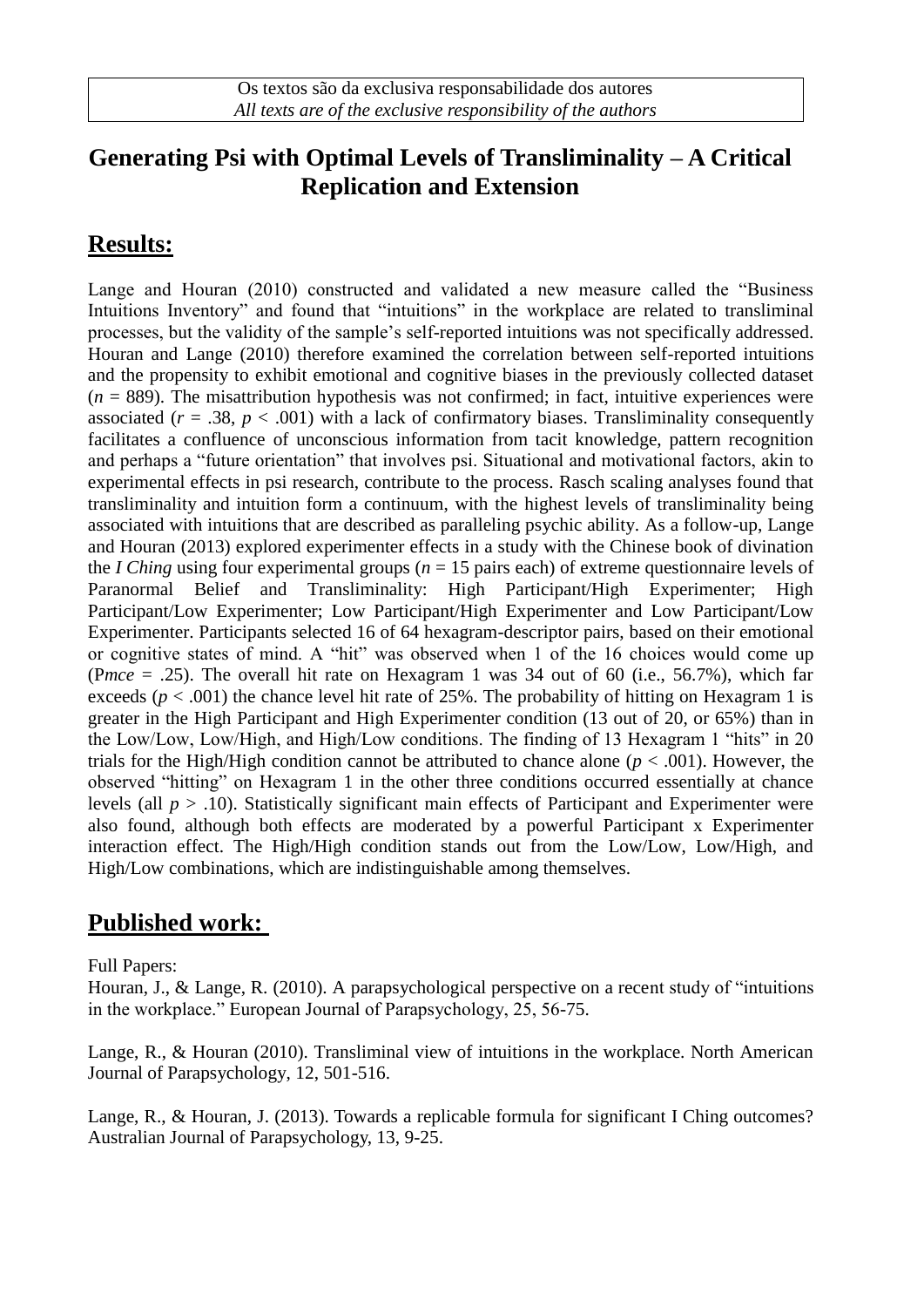Os textos são da exclusiva responsabilidade dos autores
*All texts are of the exclusive responsibility of the authors*

# Generating Psi with Optimal Levels of Transliminality – A Critical Replication and Extension

## Results:

Lange and Houran (2010) constructed and validated a new measure called the "Business Intuitions Inventory" and found that "intuitions" in the workplace are related to transliminal processes, but the validity of the sample's self-reported intuitions was not specifically addressed. Houran and Lange (2010) therefore examined the correlation between self-reported intuitions and the propensity to exhibit emotional and cognitive biases in the previously collected dataset ($n$ = 889). The misattribution hypothesis was not confirmed; in fact, intuitive experiences were associated ($r$ = .38, $p$ < .001) with a lack of confirmatory biases. Transliminality consequently facilitates a confluence of unconscious information from tacit knowledge, pattern recognition and perhaps a "future orientation" that involves psi. Situational and motivational factors, akin to experimental effects in psi research, contribute to the process. Rasch scaling analyses found that transliminality and intuition form a continuum, with the highest levels of transliminality being associated with intuitions that are described as paralleling psychic ability. As a follow-up, Lange and Houran (2013) explored experimenter effects in a study with the Chinese book of divination the *I Ching* using four experimental groups ($n$ = 15 pairs each) of extreme questionnaire levels of Paranormal Belief and Transliminality: High Participant/High Experimenter; High Participant/Low Experimenter; Low Participant/High Experimenter and Low Participant/Low Experimenter. Participants selected 16 of 64 hexagram-descriptor pairs, based on their emotional or cognitive states of mind. A "hit" was observed when 1 of the 16 choices would come up ($P_{mce}$ = .25). The overall hit rate on Hexagram 1 was 34 out of 60 (i.e., 56.7%), which far exceeds ($p$ < .001) the chance level hit rate of 25%. The probability of hitting on Hexagram 1 is greater in the High Participant and High Experimenter condition (13 out of 20, or 65%) than in the Low/Low, Low/High, and High/Low conditions. The finding of 13 Hexagram 1 "hits" in 20 trials for the High/High condition cannot be attributed to chance alone ($p$ < .001). However, the observed "hitting" on Hexagram 1 in the other three conditions occurred essentially at chance levels (all $p$ > .10). Statistically significant main effects of Participant and Experimenter were also found, although both effects are moderated by a powerful Participant x Experimenter interaction effect. The High/High condition stands out from the Low/Low, Low/High, and High/Low combinations, which are indistinguishable among themselves.

## Published work:

Full Papers:

Houran, J., & Lange, R. (2010). A parapsychological perspective on a recent study of "intuitions in the workplace." European Journal of Parapsychology, 25, 56-75.

Lange, R., & Houran (2010). Transliminal view of intuitions in the workplace. North American Journal of Parapsychology, 12, 501-516.

Lange, R., & Houran, J. (2013). Towards a replicable formula for significant I Ching outcomes? Australian Journal of Parapsychology, 13, 9-25.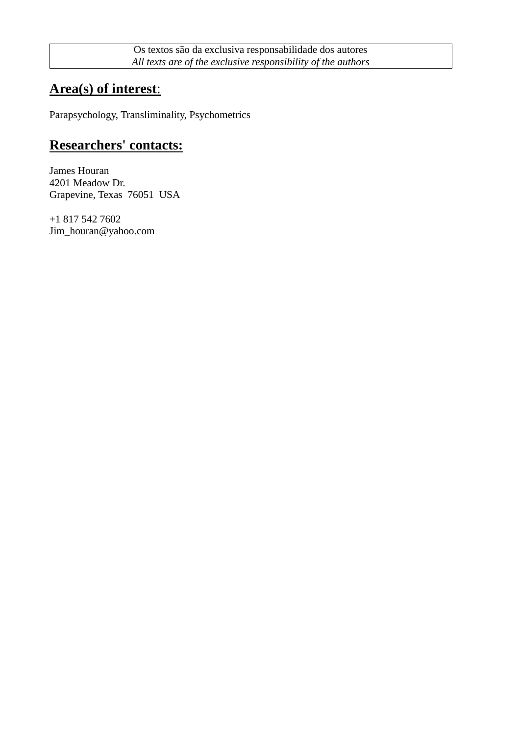| Os textos são da exclusiva responsabilidade dos autores<br>*All texts are of the exclusive responsibility of the authors* |
|---|

## **Area(s) of interest**:

Parapsychology, Transliminality, Psychometrics

## **Researchers' contacts:**

James Houran
4201 Meadow Dr.
Grapevine, Texas 76051 USA

+1 817 542 7602
Jim_houran@yahoo.com